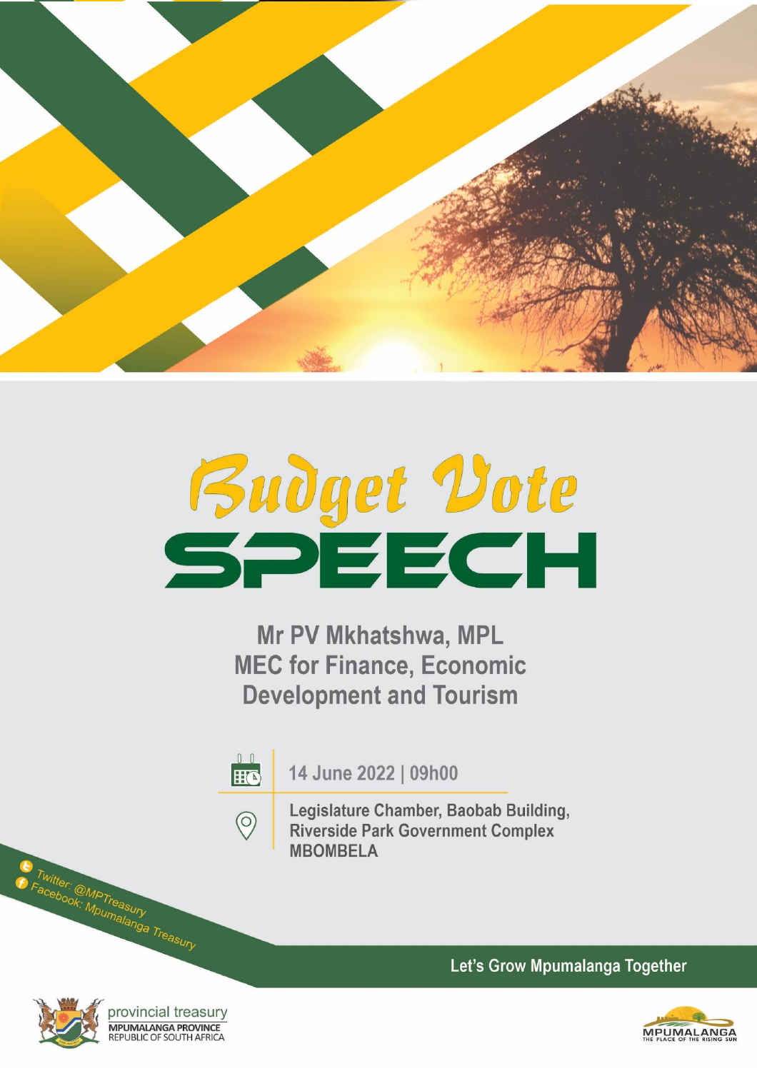# Budget Vote SPEECH

**Mr PV Mkhatshwa, MPL**
**MEC for Finance, Economic Development and Tourism**

14 June 2022 | 09h00

Legislature Chamber, Baobab Building, Riverside Park Government Complex
MBOMBELA

Twitter: @MPTreasury
Facebook: Mpumalanga Treasury

Let's Grow Mpumalanga Together

provincial treasury
MPUMALANGA PROVINCE
REPUBLIC OF SOUTH AFRICA

MPUMALANGA
THE PLACE OF THE RISING SUN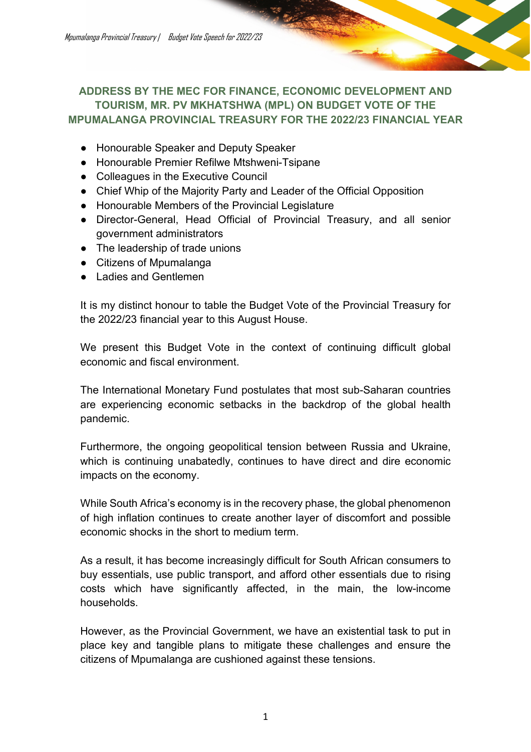# ADDRESS BY THE MEC FOR FINANCE, ECONOMIC DEVELOPMENT AND TOURISM, MR. PV MKHATSHWA (MPL) ON BUDGET VOTE OF THE MPUMALANGA PROVINCIAL TREASURY FOR THE 2022/23 FINANCIAL YEAR

- Honourable Speaker and Deputy Speaker
- Honourable Premier Refilwe Mtshweni-Tsipane
- Colleagues in the Executive Council
- Chief Whip of the Majority Party and Leader of the Official Opposition
- Honourable Members of the Provincial Legislature
- Director-General, Head Official of Provincial Treasury, and all senior government administrators
- The leadership of trade unions
- Citizens of Mpumalanga
- Ladies and Gentlemen

It is my distinct honour to table the Budget Vote of the Provincial Treasury for the 2022/23 financial year to this August House.

We present this Budget Vote in the context of continuing difficult global economic and fiscal environment.

The International Monetary Fund postulates that most sub-Saharan countries are experiencing economic setbacks in the backdrop of the global health pandemic.

Furthermore, the ongoing geopolitical tension between Russia and Ukraine, which is continuing unabatedly, continues to have direct and dire economic impacts on the economy.

While South Africa's economy is in the recovery phase, the global phenomenon of high inflation continues to create another layer of discomfort and possible economic shocks in the short to medium term.

As a result, it has become increasingly difficult for South African consumers to buy essentials, use public transport, and afford other essentials due to rising costs which have significantly affected, in the main, the low-income households.

However, as the Provincial Government, we have an existential task to put in place key and tangible plans to mitigate these challenges and ensure the citizens of Mpumalanga are cushioned against these tensions.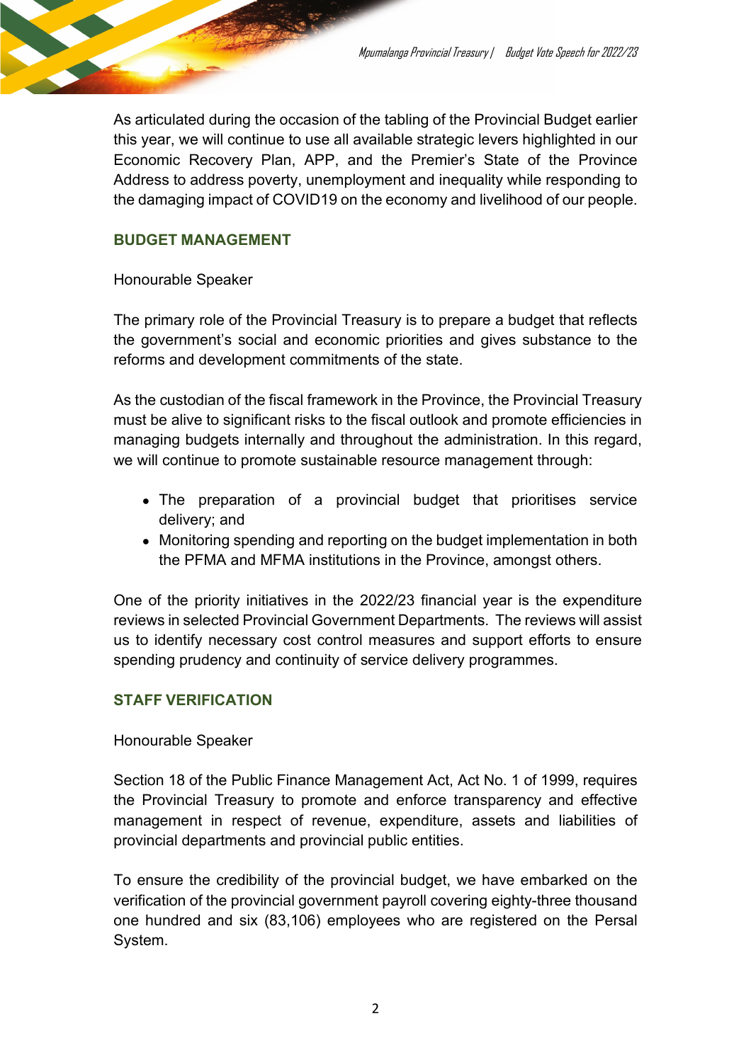As articulated during the occasion of the tabling of the Provincial Budget earlier this year, we will continue to use all available strategic levers highlighted in our Economic Recovery Plan, APP, and the Premier's State of the Province Address to address poverty, unemployment and inequality while responding to the damaging impact of COVID19 on the economy and livelihood of our people.

## BUDGET MANAGEMENT

Honourable Speaker

The primary role of the Provincial Treasury is to prepare a budget that reflects the government's social and economic priorities and gives substance to the reforms and development commitments of the state.

As the custodian of the fiscal framework in the Province, the Provincial Treasury must be alive to significant risks to the fiscal outlook and promote efficiencies in managing budgets internally and throughout the administration. In this regard, we will continue to promote sustainable resource management through:

- The preparation of a provincial budget that prioritises service delivery; and
- Monitoring spending and reporting on the budget implementation in both the PFMA and MFMA institutions in the Province, amongst others.

One of the priority initiatives in the 2022/23 financial year is the expenditure reviews in selected Provincial Government Departments. The reviews will assist us to identify necessary cost control measures and support efforts to ensure spending prudency and continuity of service delivery programmes.

## STAFF VERIFICATION

Honourable Speaker

Section 18 of the Public Finance Management Act, Act No. 1 of 1999, requires the Provincial Treasury to promote and enforce transparency and effective management in respect of revenue, expenditure, assets and liabilities of provincial departments and provincial public entities.

To ensure the credibility of the provincial budget, we have embarked on the verification of the provincial government payroll covering eighty-three thousand one hundred and six (83,106) employees who are registered on the Persal System.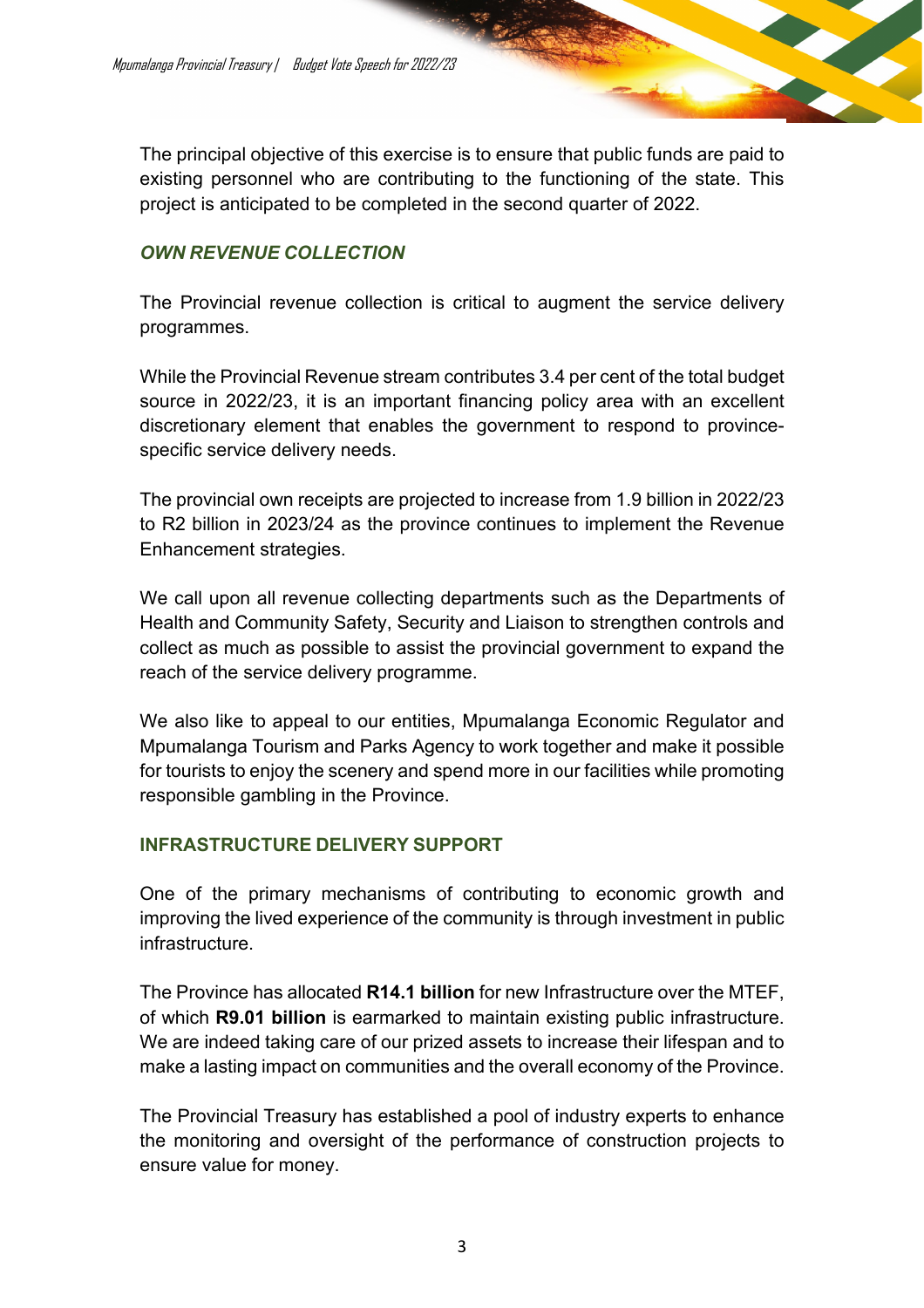The principal objective of this exercise is to ensure that public funds are paid to existing personnel who are contributing to the functioning of the state. This project is anticipated to be completed in the second quarter of 2022.

### *OWN REVENUE COLLECTION*

The Provincial revenue collection is critical to augment the service delivery programmes.

While the Provincial Revenue stream contributes 3.4 per cent of the total budget source in 2022/23, it is an important financing policy area with an excellent discretionary element that enables the government to respond to province-specific service delivery needs.

The provincial own receipts are projected to increase from 1.9 billion in 2022/23 to R2 billion in 2023/24 as the province continues to implement the Revenue Enhancement strategies.

We call upon all revenue collecting departments such as the Departments of Health and Community Safety, Security and Liaison to strengthen controls and collect as much as possible to assist the provincial government to expand the reach of the service delivery programme.

We also like to appeal to our entities, Mpumalanga Economic Regulator and Mpumalanga Tourism and Parks Agency to work together and make it possible for tourists to enjoy the scenery and spend more in our facilities while promoting responsible gambling in the Province.

### INFRASTRUCTURE DELIVERY SUPPORT

One of the primary mechanisms of contributing to economic growth and improving the lived experience of the community is through investment in public infrastructure.

The Province has allocated **R14.1 billion** for new Infrastructure over the MTEF, of which **R9.01 billion** is earmarked to maintain existing public infrastructure. We are indeed taking care of our prized assets to increase their lifespan and to make a lasting impact on communities and the overall economy of the Province.

The Provincial Treasury has established a pool of industry experts to enhance the monitoring and oversight of the performance of construction projects to ensure value for money.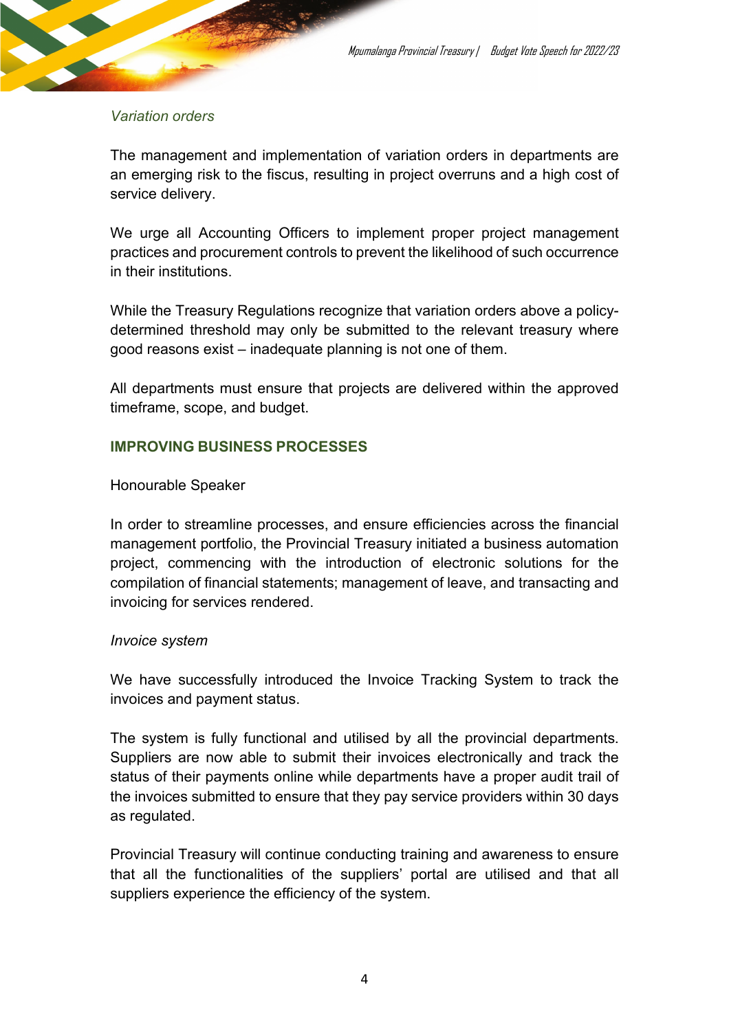*Variation orders*

The management and implementation of variation orders in departments are an emerging risk to the fiscus, resulting in project overruns and a high cost of service delivery.

We urge all Accounting Officers to implement proper project management practices and procurement controls to prevent the likelihood of such occurrence in their institutions.

While the Treasury Regulations recognize that variation orders above a policy-determined threshold may only be submitted to the relevant treasury where good reasons exist – inadequate planning is not one of them.

All departments must ensure that projects are delivered within the approved timeframe, scope, and budget.

## IMPROVING BUSINESS PROCESSES

Honourable Speaker

In order to streamline processes, and ensure efficiencies across the financial management portfolio, the Provincial Treasury initiated a business automation project, commencing with the introduction of electronic solutions for the compilation of financial statements; management of leave, and transacting and invoicing for services rendered.

*Invoice system*

We have successfully introduced the Invoice Tracking System to track the invoices and payment status.

The system is fully functional and utilised by all the provincial departments. Suppliers are now able to submit their invoices electronically and track the status of their payments online while departments have a proper audit trail of the invoices submitted to ensure that they pay service providers within 30 days as regulated.

Provincial Treasury will continue conducting training and awareness to ensure that all the functionalities of the suppliers' portal are utilised and that all suppliers experience the efficiency of the system.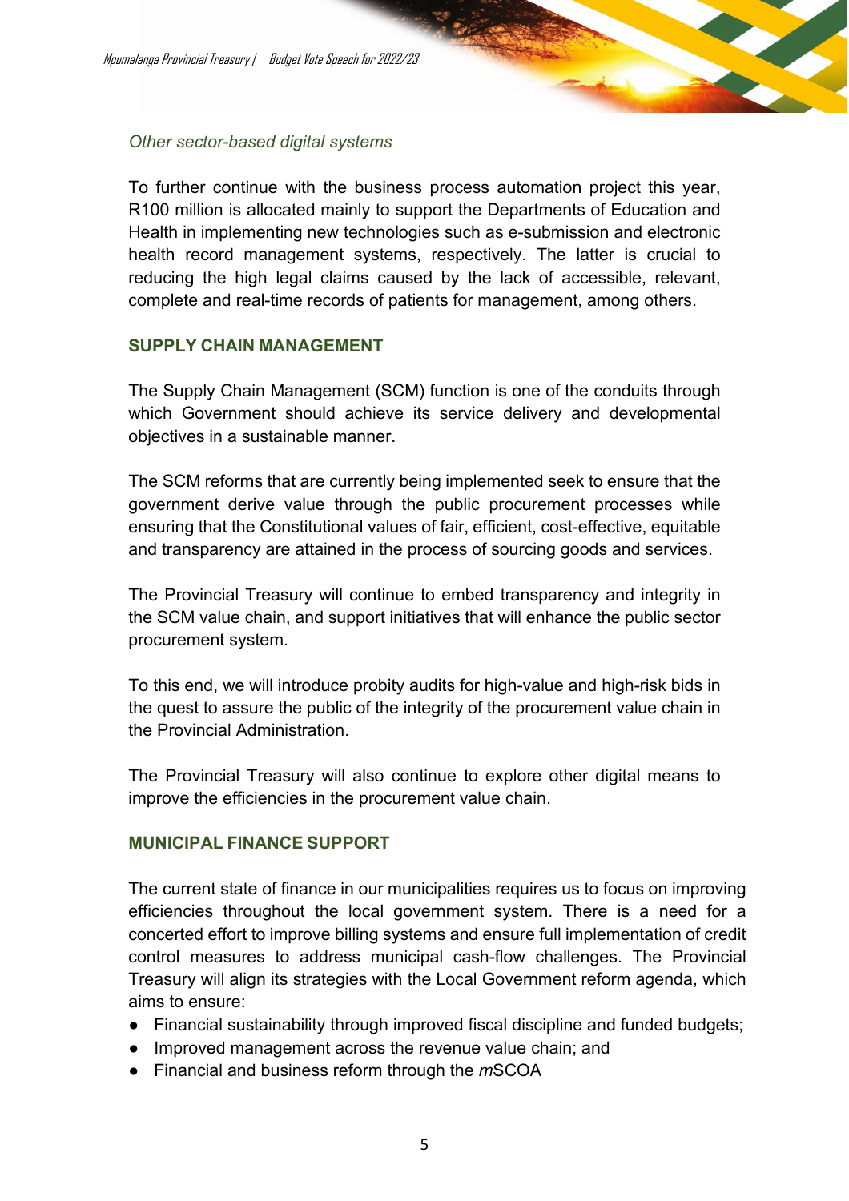*Other sector-based digital systems*

To further continue with the business process automation project this year, R100 million is allocated mainly to support the Departments of Education and Health in implementing new technologies such as e-submission and electronic health record management systems, respectively. The latter is crucial to reducing the high legal claims caused by the lack of accessible, relevant, complete and real-time records of patients for management, among others.

## SUPPLY CHAIN MANAGEMENT

The Supply Chain Management (SCM) function is one of the conduits through which Government should achieve its service delivery and developmental objectives in a sustainable manner.

The SCM reforms that are currently being implemented seek to ensure that the government derive value through the public procurement processes while ensuring that the Constitutional values of fair, efficient, cost-effective, equitable and transparency are attained in the process of sourcing goods and services.

The Provincial Treasury will continue to embed transparency and integrity in the SCM value chain, and support initiatives that will enhance the public sector procurement system.

To this end, we will introduce probity audits for high-value and high-risk bids in the quest to assure the public of the integrity of the procurement value chain in the Provincial Administration.

The Provincial Treasury will also continue to explore other digital means to improve the efficiencies in the procurement value chain.

## MUNICIPAL FINANCE SUPPORT

The current state of finance in our municipalities requires us to focus on improving efficiencies throughout the local government system. There is a need for a concerted effort to improve billing systems and ensure full implementation of credit control measures to address municipal cash-flow challenges. The Provincial Treasury will align its strategies with the Local Government reform agenda, which aims to ensure:

- Financial sustainability through improved fiscal discipline and funded budgets;
- Improved management across the revenue value chain; and
- Financial and business reform through the *m*SCOA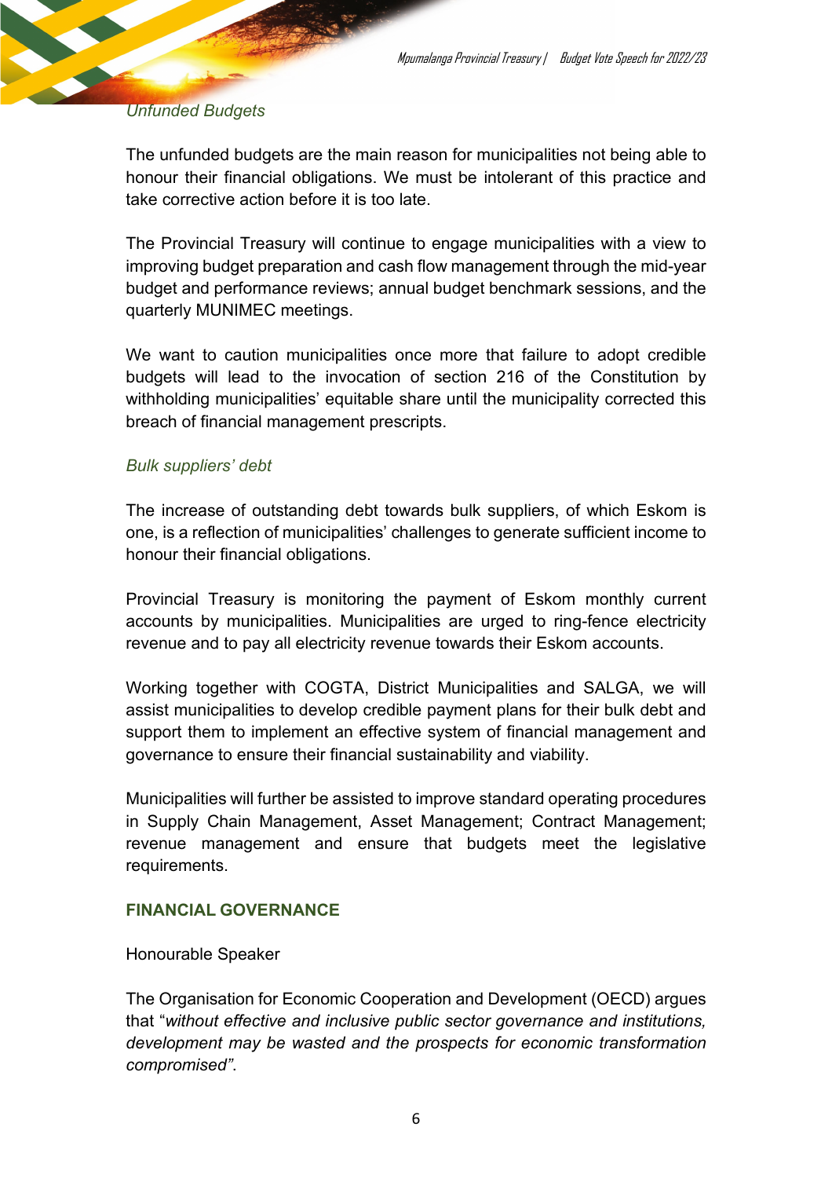*Unfunded Budgets*

The unfunded budgets are the main reason for municipalities not being able to honour their financial obligations. We must be intolerant of this practice and take corrective action before it is too late.

The Provincial Treasury will continue to engage municipalities with a view to improving budget preparation and cash flow management through the mid-year budget and performance reviews; annual budget benchmark sessions, and the quarterly MUNIMEC meetings.

We want to caution municipalities once more that failure to adopt credible budgets will lead to the invocation of section 216 of the Constitution by withholding municipalities' equitable share until the municipality corrected this breach of financial management prescripts.

*Bulk suppliers' debt*

The increase of outstanding debt towards bulk suppliers, of which Eskom is one, is a reflection of municipalities' challenges to generate sufficient income to honour their financial obligations.

Provincial Treasury is monitoring the payment of Eskom monthly current accounts by municipalities. Municipalities are urged to ring-fence electricity revenue and to pay all electricity revenue towards their Eskom accounts.

Working together with COGTA, District Municipalities and SALGA, we will assist municipalities to develop credible payment plans for their bulk debt and support them to implement an effective system of financial management and governance to ensure their financial sustainability and viability.

Municipalities will further be assisted to improve standard operating procedures in Supply Chain Management, Asset Management; Contract Management; revenue management and ensure that budgets meet the legislative requirements.

## FINANCIAL GOVERNANCE

Honourable Speaker

The Organisation for Economic Cooperation and Development (OECD) argues that "*without effective and inclusive public sector governance and institutions, development may be wasted and the prospects for economic transformation compromised"*.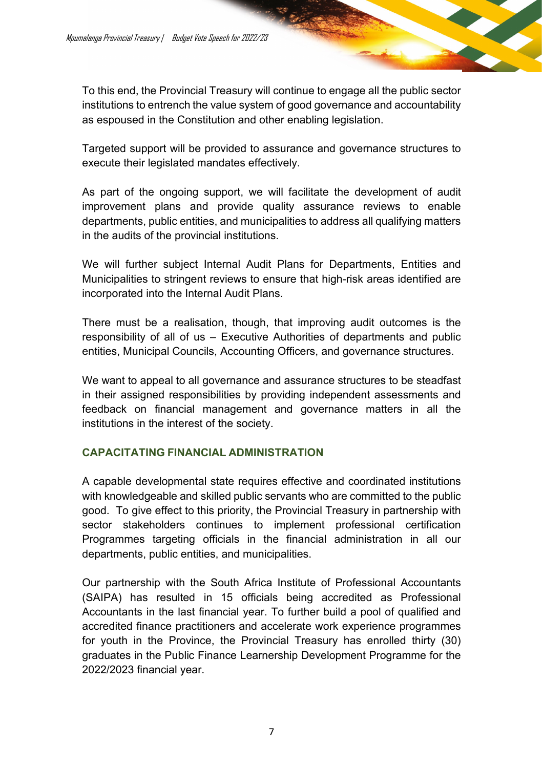To this end, the Provincial Treasury will continue to engage all the public sector institutions to entrench the value system of good governance and accountability as espoused in the Constitution and other enabling legislation.

Targeted support will be provided to assurance and governance structures to execute their legislated mandates effectively.

As part of the ongoing support, we will facilitate the development of audit improvement plans and provide quality assurance reviews to enable departments, public entities, and municipalities to address all qualifying matters in the audits of the provincial institutions.

We will further subject Internal Audit Plans for Departments, Entities and Municipalities to stringent reviews to ensure that high-risk areas identified are incorporated into the Internal Audit Plans.

There must be a realisation, though, that improving audit outcomes is the responsibility of all of us – Executive Authorities of departments and public entities, Municipal Councils, Accounting Officers, and governance structures.

We want to appeal to all governance and assurance structures to be steadfast in their assigned responsibilities by providing independent assessments and feedback on financial management and governance matters in all the institutions in the interest of the society.

## CAPACITATING FINANCIAL ADMINISTRATION

A capable developmental state requires effective and coordinated institutions with knowledgeable and skilled public servants who are committed to the public good. To give effect to this priority, the Provincial Treasury in partnership with sector stakeholders continues to implement professional certification Programmes targeting officials in the financial administration in all our departments, public entities, and municipalities.

Our partnership with the South Africa Institute of Professional Accountants (SAIPA) has resulted in 15 officials being accredited as Professional Accountants in the last financial year. To further build a pool of qualified and accredited finance practitioners and accelerate work experience programmes for youth in the Province, the Provincial Treasury has enrolled thirty (30) graduates in the Public Finance Learnership Development Programme for the 2022/2023 financial year.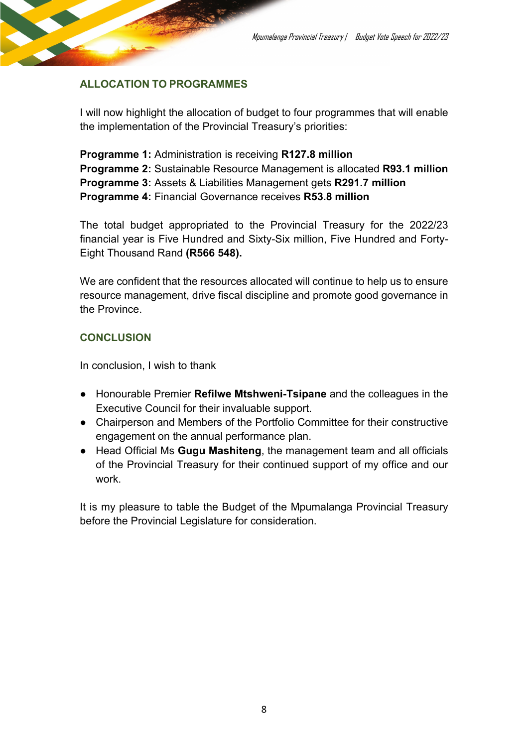## ALLOCATION TO PROGRAMMES

I will now highlight the allocation of budget to four programmes that will enable the implementation of the Provincial Treasury's priorities:

**Programme 1:** Administration is receiving **R127.8 million**
**Programme 2:** Sustainable Resource Management is allocated **R93.1 million**
**Programme 3:** Assets & Liabilities Management gets **R291.7 million**
**Programme 4:** Financial Governance receives **R53.8 million**

The total budget appropriated to the Provincial Treasury for the 2022/23 financial year is Five Hundred and Sixty-Six million, Five Hundred and Forty-Eight Thousand Rand **(R566 548).**

We are confident that the resources allocated will continue to help us to ensure resource management, drive fiscal discipline and promote good governance in the Province.

## CONCLUSION

In conclusion, I wish to thank

- Honourable Premier **Refilwe Mtshweni-Tsipane** and the colleagues in the Executive Council for their invaluable support.
- Chairperson and Members of the Portfolio Committee for their constructive engagement on the annual performance plan.
- Head Official Ms **Gugu Mashiteng**, the management team and all officials of the Provincial Treasury for their continued support of my office and our work.

It is my pleasure to table the Budget of the Mpumalanga Provincial Treasury before the Provincial Legislature for consideration.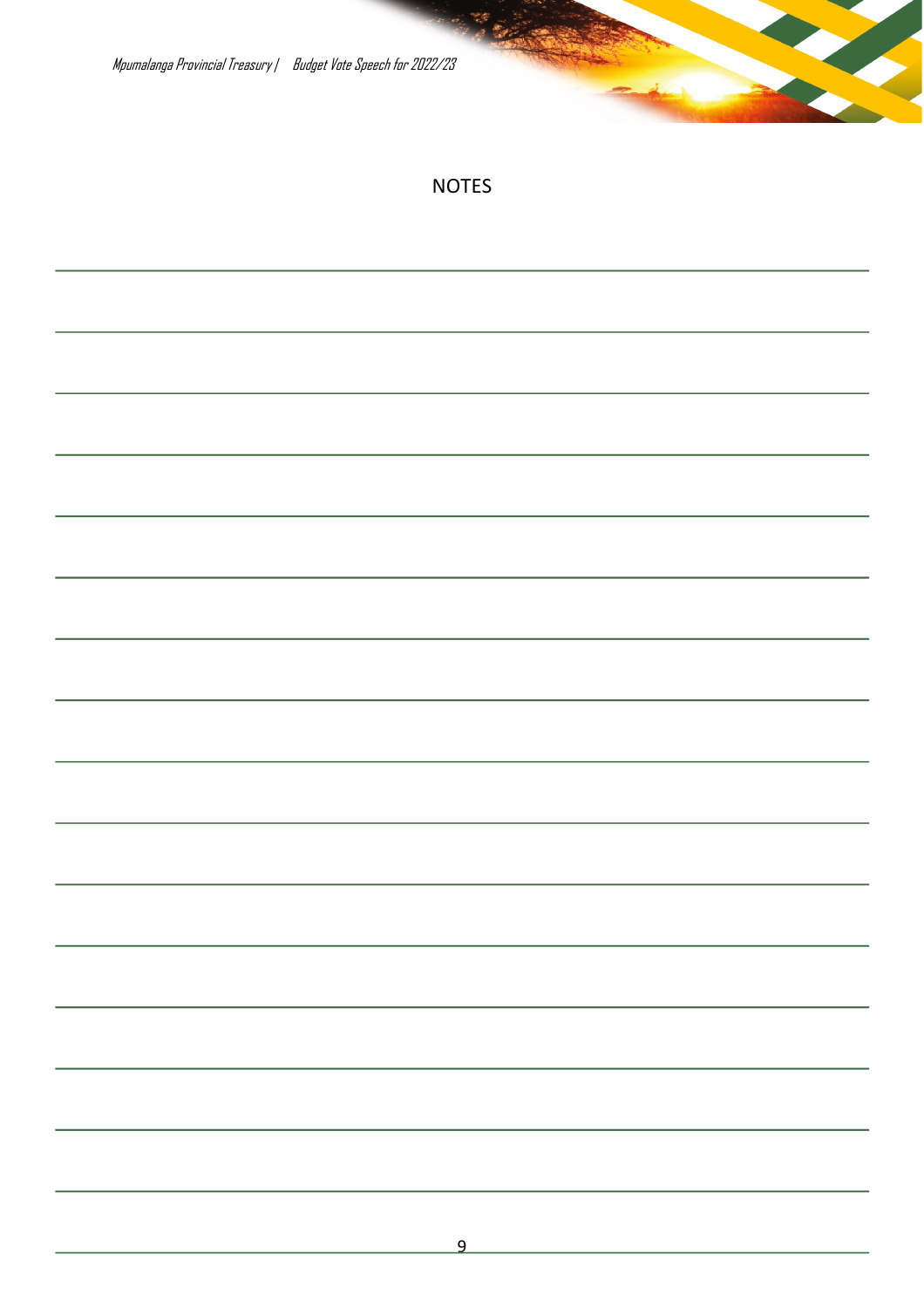# NOTES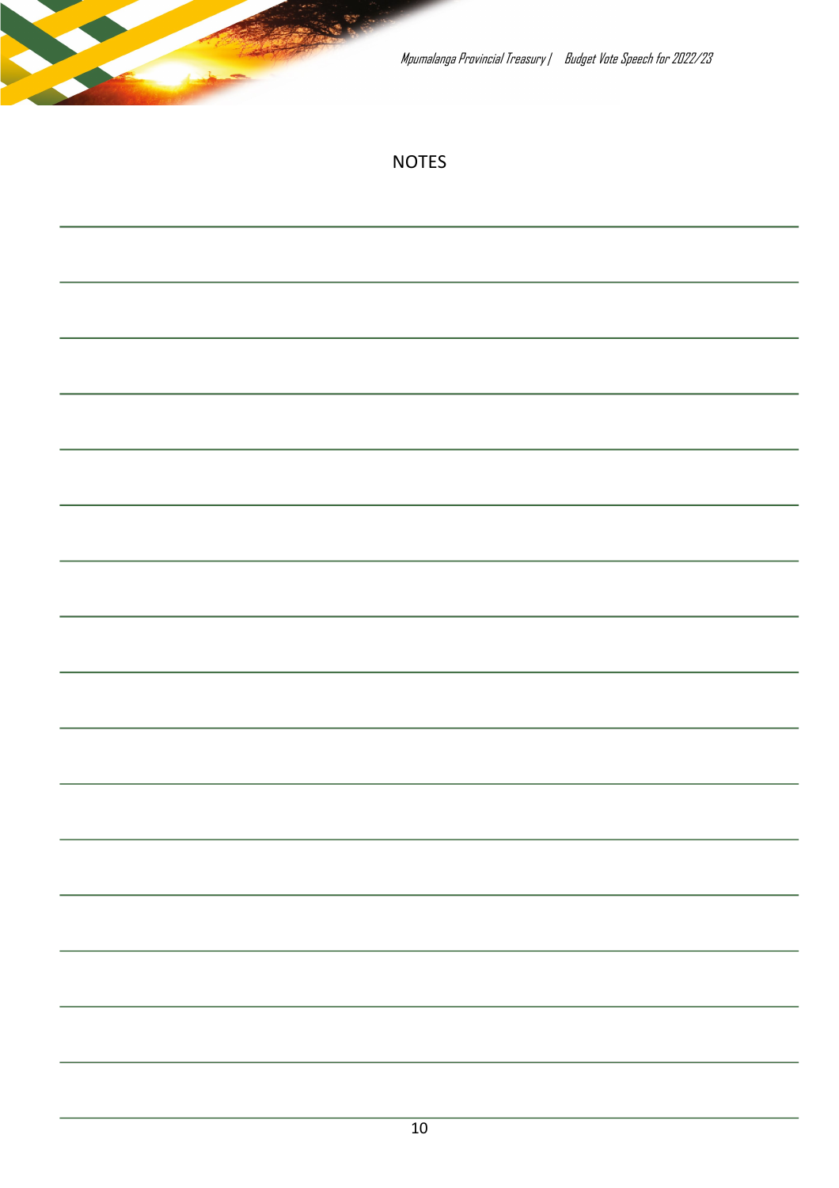NOTES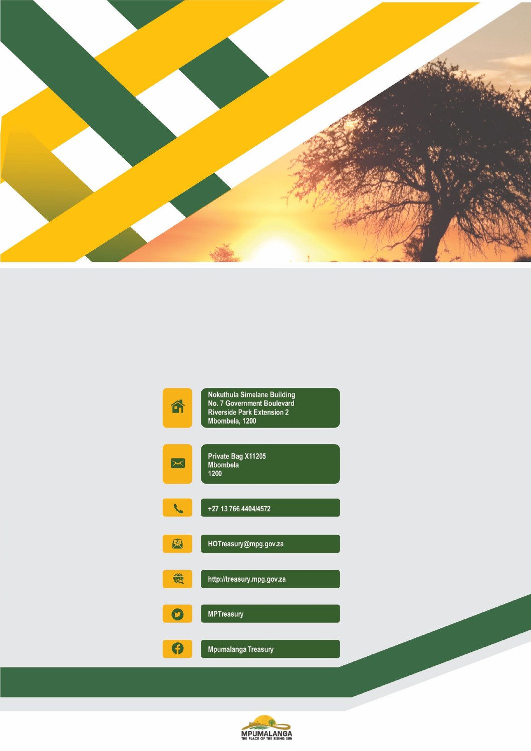Nokuthula Simelane Building
No. 7 Government Boulevard
Riverside Park Extension 2
Mbombela, 1200

Private Bag X11205
Mbombela
1200

+27 13 766 4404/4572

HOTreasury@mpg.gov.za

http://treasury.mpg.gov.za

MPTreasury

Mpumalanga Treasury

MPUMALANGA
THE PLACE OF THE RISING SUN